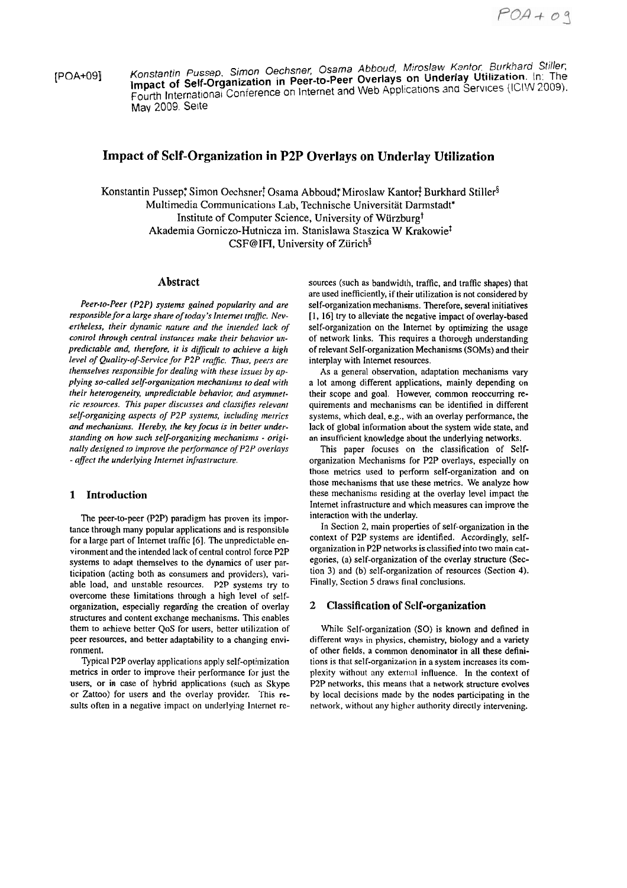[POA+09] Konstantin Pussep, Simon Oechsner, Osama Abboud, Miroslaw Kantor, Burkhard Stiller, **Impact of Self-Organization in Peer-to-Peer Overlays on Underlay Utilization**. In: The Fourth International Conference on Internet and Web Applications and Services (ICIW 2009). May 2009. Seite

# Impact of Self-Organization in P2P Overlays on Underlay Utilization

Konstantin Pussep*, Simon Oechsner†, Osama Abboud*, Miroslaw Kantor‡, Burkhard Stiller§
Multimedia Communications Lab, Technische Universität Darmstadt*
Institute of Computer Science, University of Würzburg†
Akademia Gorniczo-Hutnicza im. Stanislawa Staszica W Krakowie‡
CSF@IFI, University of Zürich§

## Abstract

*Peer-to-Peer (P2P) systems gained popularity and are responsible for a large share of today's Internet traffic. Nevertheless, their dynamic nature and the intended lack of control through central instances make their behavior unpredictable and, therefore, it is difficult to achieve a high level of Quality-of-Service for P2P traffic. Thus, peers are themselves responsible for dealing with these issues by applying so-called self-organization mechanisms to deal with their heterogeneity, unpredictable behavior, and asymmetric resources. This paper discusses and classifies relevant self-organizing aspects of P2P systems, including metrics and mechanisms. Hereby, the key focus is in better understanding on how such self-organizing mechanisms - originally designed to improve the performance of P2P overlays - affect the underlying Internet infrastructure.*

## 1 Introduction

The peer-to-peer (P2P) paradigm has proven its importance through many popular applications and is responsible for a large part of Internet traffic [6]. The unpredictable environment and the intended lack of central control force P2P systems to adapt themselves to the dynamics of user participation (acting both as consumers and providers), variable load, and unstable resources. P2P systems try to overcome these limitations through a high level of self-organization, especially regarding the creation of overlay structures and content exchange mechanisms. This enables them to achieve better QoS for users, better utilization of peer resources, and better adaptability to a changing environment.

Typical P2P overlay applications apply self-optimization metrics in order to improve their performance for just the users, or in case of hybrid applications (such as Skype or Zattoo) for users and the overlay provider. This results often in a negative impact on underlying Internet resources (such as bandwidth, traffic, and traffic shapes) that are used inefficiently, if their utilization is not considered by self-organization mechanisms. Therefore, several initiatives [1, 16] try to alleviate the negative impact of overlay-based self-organization on the Internet by optimizing the usage of network links. This requires a thorough understanding of relevant Self-organization Mechanisms (SOMs) and their interplay with Internet resources.

As a general observation, adaptation mechanisms vary a lot among different applications, mainly depending on their scope and goal. However, common reoccurring requirements and mechanisms can be identified in different systems, which deal, e.g., with an overlay performance, the lack of global information about the system wide state, and an insufficient knowledge about the underlying networks.

This paper focuses on the classification of Self-organization Mechanisms for P2P overlays, especially on those metrics used to perform self-organization and on those mechanisms that use these metrics. We analyze how these mechanisms residing at the overlay level impact the Internet infrastructure and which measures can improve the interaction with the underlay.

In Section 2, main properties of self-organization in the context of P2P systems are identified. Accordingly, self-organization in P2P networks is classified into two main categories, (a) self-organization of the overlay structure (Section 3) and (b) self-organization of resources (Section 4). Finally, Section 5 draws final conclusions.

## 2 Classification of Self-organization

While Self-organization (SO) is known and defined in different ways in physics, chemistry, biology and a variety of other fields, a common denominator in all these definitions is that self-organization in a system increases its complexity without any external influence. In the context of P2P networks, this means that a network structure evolves by local decisions made by the nodes participating in the network, without any higher authority directly intervening.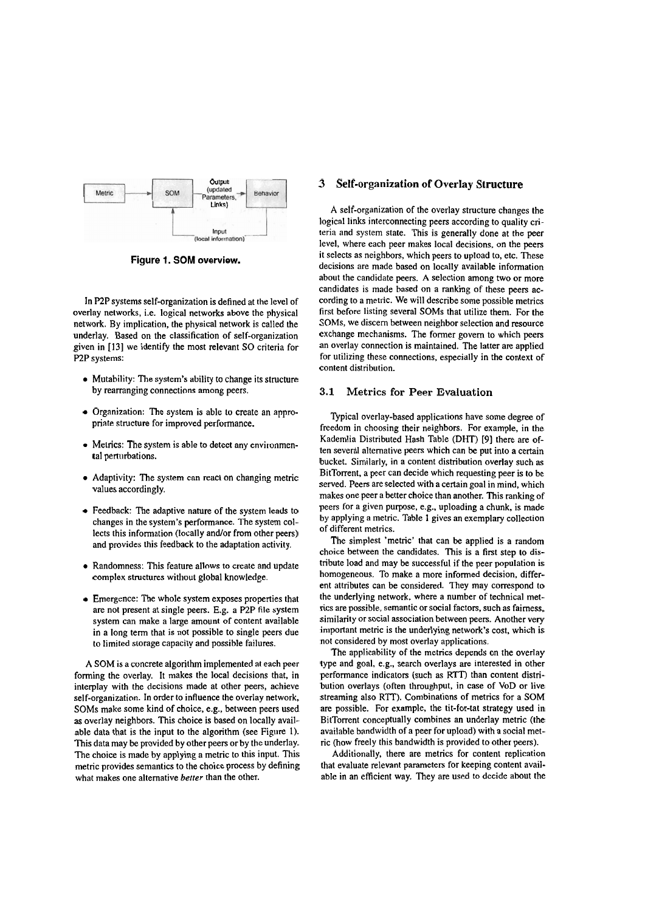Figure 1. SOM overview.

In P2P systems self-organization is defined at the level of overlay networks, i.e. logical networks above the physical network. By implication, the physical network is called the underlay. Based on the classification of self-organization given in [13] we identify the most relevant SO criteria for P2P systems:

- Mutability: The system's ability to change its structure by rearranging connections among peers.
- Organization: The system is able to create an appropriate structure for improved performance.
- Metrics: The system is able to detect any environmental perturbations.
- Adaptivity: The system can react on changing metric values accordingly.
- Feedback: The adaptive nature of the system leads to changes in the system's performance. The system collects this information (locally and/or from other peers) and provides this feedback to the adaptation activity.
- Randomness: This feature allows to create and update complex structures without global knowledge.
- Emergence: The whole system exposes properties that are not present at single peers. E.g. a P2P file system system can make a large amount of content available in a long term that is not possible to single peers due to limited storage capacity and possible failures.

A SOM is a concrete algorithm implemented at each peer forming the overlay. It makes the local decisions that, in interplay with the decisions made at other peers, achieve self-organization. In order to influence the overlay network, SOMs make some kind of choice, e.g., between peers used as overlay neighbors. This choice is based on locally available data that is the input to the algorithm (see Figure 1). This data may be provided by other peers or by the underlay. The choice is made by applying a metric to this input. This metric provides semantics to the choice process by defining what makes one alternative *better* than the other.

## 3 Self-organization of Overlay Structure

A self-organization of the overlay structure changes the logical links interconnecting peers according to quality criteria and system state. This is generally done at the peer level, where each peer makes local decisions, on the peers it selects as neighbors, which peers to upload to, etc. These decisions are made based on locally available information about the candidate peers. A selection among two or more candidates is made based on a ranking of these peers according to a metric. We will describe some possible metrics first before listing several SOMs that utilize them. For the SOMs, we discern between neighbor selection and resource exchange mechanisms. The former govern to which peers an overlay connection is maintained. The latter are applied for utilizing these connections, especially in the context of content distribution.

### 3.1 Metrics for Peer Evaluation

Typical overlay-based applications have some degree of freedom in choosing their neighbors. For example, in the Kademlia Distributed Hash Table (DHT) [9] there are often several alternative peers which can be put into a certain bucket. Similarly, in a content distribution overlay such as BitTorrent, a peer can decide which requesting peer is to be served. Peers are selected with a certain goal in mind, which makes one peer a better choice than another. This ranking of peers for a given purpose, e.g., uploading a chunk, is made by applying a metric. Table 1 gives an exemplary collection of different metrics.

The simplest 'metric' that can be applied is a random choice between the candidates. This is a first step to distribute load and may be successful if the peer population is homogeneous. To make a more informed decision, different attributes can be considered. They may correspond to the underlying network, where a number of technical metrics are possible, semantic or social factors, such as fairness, similarity or social association between peers. Another very important metric is the underlying network's cost, which is not considered by most overlay applications.

The applicability of the metrics depends on the overlay type and goal, e.g., search overlays are interested in other performance indicators (such as RTT) than content distribution overlays (often throughput, in case of VoD or live streaming also RTT). Combinations of metrics for a SOM are possible. For example, the tit-for-tat strategy used in BitTorrent conceptually combines an underlay metric (the available bandwidth of a peer for upload) with a social metric (how freely this bandwidth is provided to other peers).

Additionally, there are metrics for content replication that evaluate relevant parameters for keeping content available in an efficient way. They are used to decide about the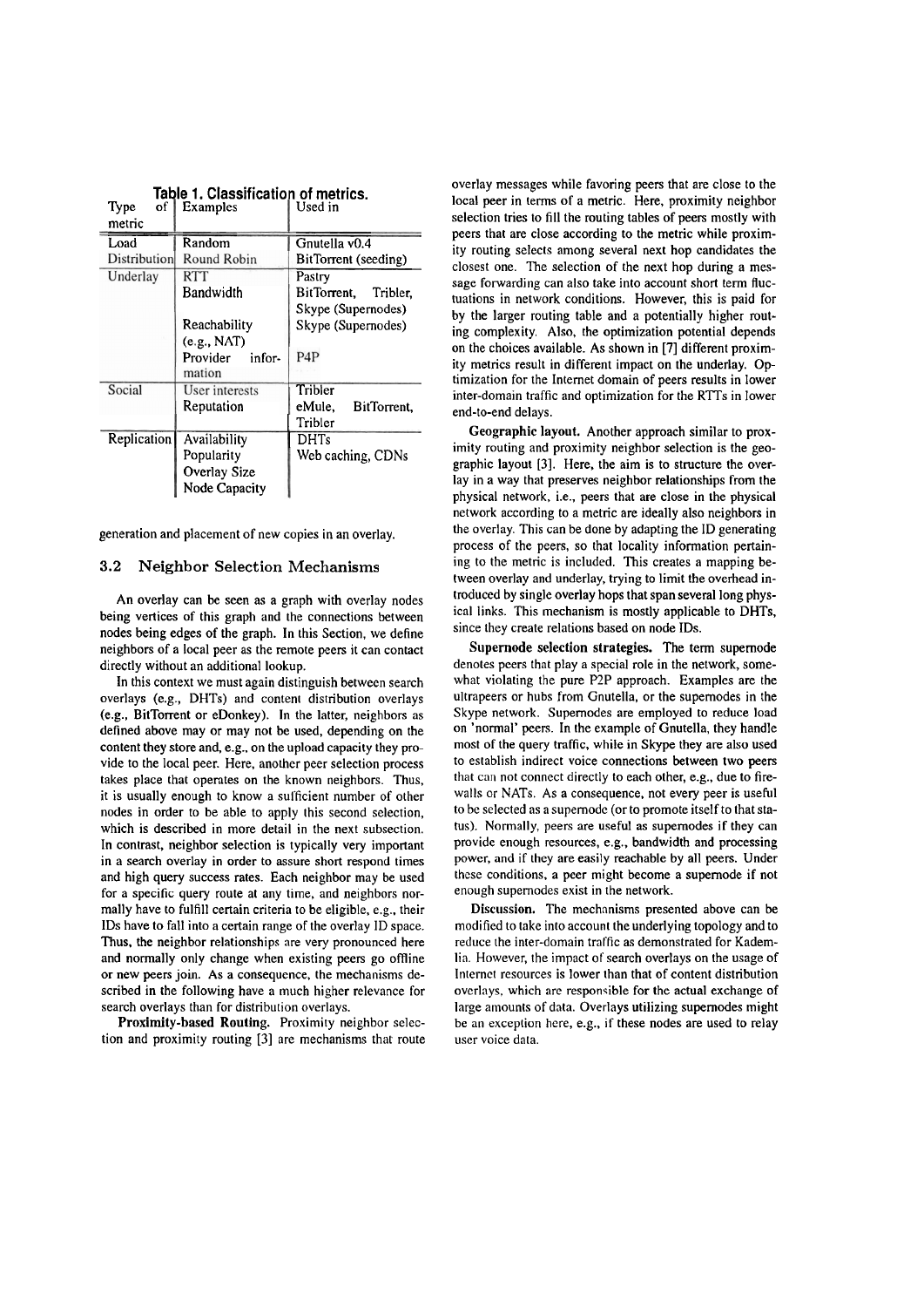**Table 1. Classification of metrics.**

| Type of metric | Examples | Used in |
|---|---|---|
| Load Distribution | Random<br>Round Robin | Gnutella v0.4<br>BitTorrent (seeding) |
| Underlay | RTT<br>Bandwidth<br><br>Reachability (e.g., NAT)<br>Provider information | Pastry<br>BitTorrent, Tribler, Skype (Supernodes)<br>Skype (Supernodes)<br><br>P4P |
| Social | User interests<br>Reputation | Tribler<br>eMule, BitTorrent, Tribler |
| Replication | Availability<br>Popularity<br>Overlay Size<br>Node Capacity | DHTs<br>Web caching, CDNs |

generation and placement of new copies in an overlay.

### 3.2 Neighbor Selection Mechanisms

An overlay can be seen as a graph with overlay nodes being vertices of this graph and the connections between nodes being edges of the graph. In this Section, we define neighbors of a local peer as the remote peers it can contact directly without an additional lookup.

In this context we must again distinguish between search overlays (e.g., DHTs) and content distribution overlays (e.g., BitTorrent or eDonkey). In the latter, neighbors as defined above may or may not be used, depending on the content they store and, e.g., on the upload capacity they provide to the local peer. Here, another peer selection process takes place that operates on the known neighbors. Thus, it is usually enough to know a sufficient number of other nodes in order to be able to apply this second selection, which is described in more detail in the next subsection. In contrast, neighbor selection is typically very important in a search overlay in order to assure short respond times and high query success rates. Each neighbor may be used for a specific query route at any time, and neighbors normally have to fulfill certain criteria to be eligible, e.g., their IDs have to fall into a certain range of the overlay ID space. Thus, the neighbor relationships are very pronounced here and normally only change when existing peers go offline or new peers join. As a consequence, the mechanisms described in the following have a much higher relevance for search overlays than for distribution overlays.

**Proximity-based Routing.** Proximity neighbor selection and proximity routing [3] are mechanisms that route overlay messages while favoring peers that are close to the local peer in terms of a metric. Here, proximity neighbor selection tries to fill the routing tables of peers mostly with peers that are close according to the metric while proximity routing selects among several next hop candidates the closest one. The selection of the next hop during a message forwarding can also take into account short term fluctuations in network conditions. However, this is paid for by the larger routing table and a potentially higher routing complexity. Also, the optimization potential depends on the choices available. As shown in [7] different proximity metrics result in different impact on the underlay. Optimization for the Internet domain of peers results in lower inter-domain traffic and optimization for the RTTs in lower end-to-end delays.

**Geographic layout.** Another approach similar to proximity routing and proximity neighbor selection is the geographic layout [3]. Here, the aim is to structure the overlay in a way that preserves neighbor relationships from the physical network, i.e., peers that are close in the physical network according to a metric are ideally also neighbors in the overlay. This can be done by adapting the ID generating process of the peers, so that locality information pertaining to the metric is included. This creates a mapping between overlay and underlay, trying to limit the overhead introduced by single overlay hops that span several long physical links. This mechanism is mostly applicable to DHTs, since they create relations based on node IDs.

**Supernode selection strategies.** The term supernode denotes peers that play a special role in the network, somewhat violating the pure P2P approach. Examples are the ultrapeers or hubs from Gnutella, or the supernodes in the Skype network. Supernodes are employed to reduce load on 'normal' peers. In the example of Gnutella, they handle most of the query traffic, while in Skype they are also used to establish indirect voice connections between two peers that can not connect directly to each other, e.g., due to firewalls or NATs. As a consequence, not every peer is useful to be selected as a supernode (or to promote itself to that status). Normally, peers are useful as supernodes if they can provide enough resources, e.g., bandwidth and processing power, and if they are easily reachable by all peers. Under these conditions, a peer might become a supernode if not enough supernodes exist in the network.

**Discussion.** The mechanisms presented above can be modified to take into account the underlying topology and to reduce the inter-domain traffic as demonstrated for Kademlia. However, the impact of search overlays on the usage of Internet resources is lower than that of content distribution overlays, which are responsible for the actual exchange of large amounts of data. Overlays utilizing supernodes might be an exception here, e.g., if these nodes are used to relay user voice data.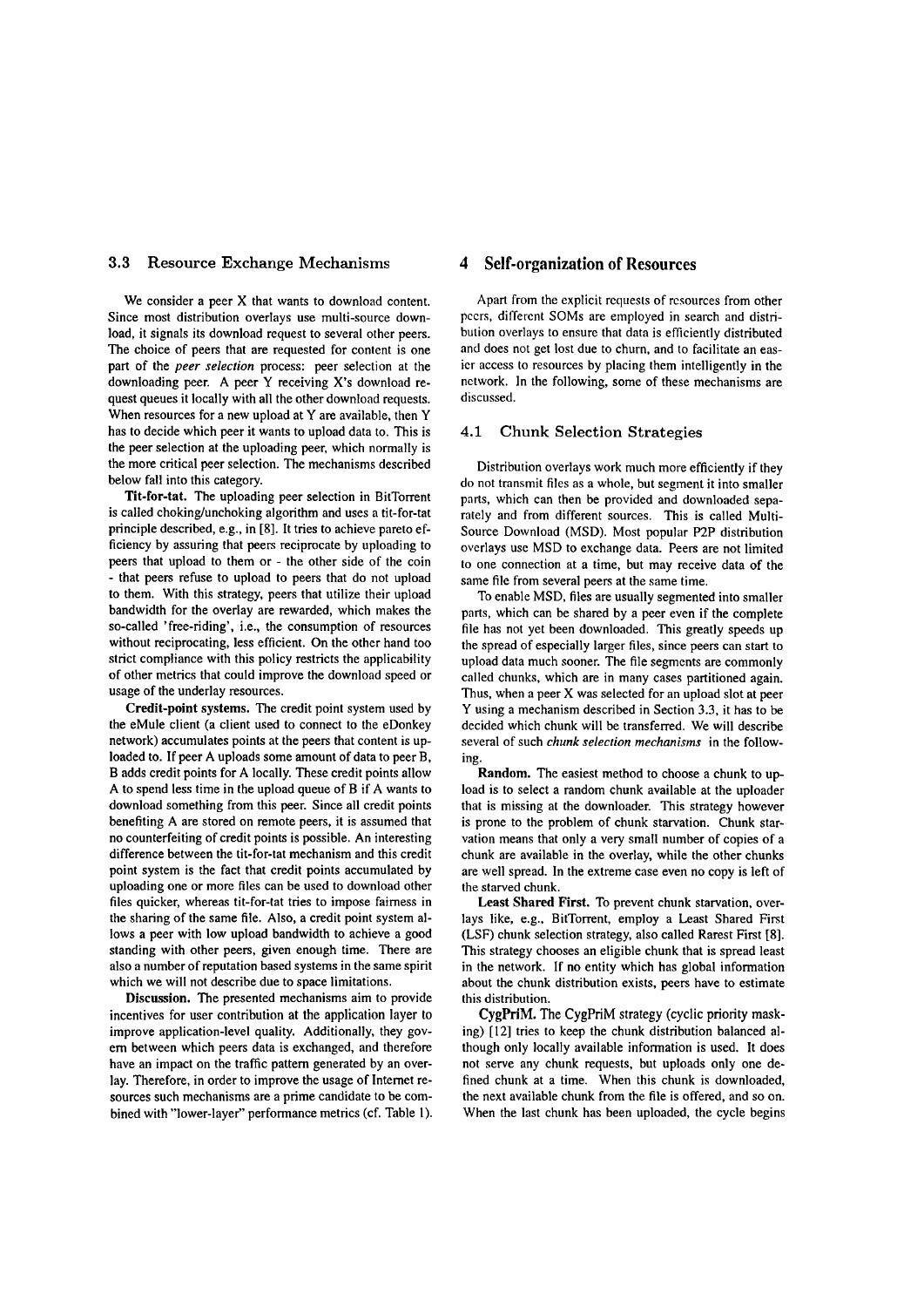### 3.3 Resource Exchange Mechanisms

We consider a peer X that wants to download content. Since most distribution overlays use multi-source download, it signals its download request to several other peers. The choice of peers that are requested for content is one part of the *peer selection* process: peer selection at the downloading peer. A peer Y receiving X's download request queues it locally with all the other download requests. When resources for a new upload at Y are available, then Y has to decide which peer it wants to upload data to. This is the peer selection at the uploading peer, which normally is the more critical peer selection. The mechanisms described below fall into this category.

**Tit-for-tat.** The uploading peer selection in BitTorrent is called choking/unchoking algorithm and uses a tit-for-tat principle described, e.g., in [8]. It tries to achieve pareto efficiency by assuring that peers reciprocate by uploading to peers that upload to them or - the other side of the coin - that peers refuse to upload to peers that do not upload to them. With this strategy, peers that utilize their upload bandwidth for the overlay are rewarded, which makes the so-called 'free-riding', i.e., the consumption of resources without reciprocating, less efficient. On the other hand too strict compliance with this policy restricts the applicability of other metrics that could improve the download speed or usage of the underlay resources.

**Credit-point systems.** The credit point system used by the eMule client (a client used to connect to the eDonkey network) accumulates points at the peers that content is uploaded to. If peer A uploads some amount of data to peer B, B adds credit points for A locally. These credit points allow A to spend less time in the upload queue of B if A wants to download something from this peer. Since all credit points benefiting A are stored on remote peers, it is assumed that no counterfeiting of credit points is possible. An interesting difference between the tit-for-tat mechanism and this credit point system is the fact that credit points accumulated by uploading one or more files can be used to download other files quicker, whereas tit-for-tat tries to impose fairness in the sharing of the same file. Also, a credit point system allows a peer with low upload bandwidth to achieve a good standing with other peers, given enough time. There are also a number of reputation based systems in the same spirit which we will not describe due to space limitations.

**Discussion.** The presented mechanisms aim to provide incentives for user contribution at the application layer to improve application-level quality. Additionally, they govern between which peers data is exchanged, and therefore have an impact on the traffic pattern generated by an overlay. Therefore, in order to improve the usage of Internet resources such mechanisms are a prime candidate to be combined with "lower-layer" performance metrics (cf. Table 1).

## 4 Self-organization of Resources

Apart from the explicit requests of resources from other peers, different SOMs are employed in search and distribution overlays to ensure that data is efficiently distributed and does not get lost due to churn, and to facilitate an easier access to resources by placing them intelligently in the network. In the following, some of these mechanisms are discussed.

### 4.1 Chunk Selection Strategies

Distribution overlays work much more efficiently if they do not transmit files as a whole, but segment it into smaller parts, which can then be provided and downloaded separately and from different sources. This is called Multi-Source Download (MSD). Most popular P2P distribution overlays use MSD to exchange data. Peers are not limited to one connection at a time, but may receive data of the same file from several peers at the same time.

To enable MSD, files are usually segmented into smaller parts, which can be shared by a peer even if the complete file has not yet been downloaded. This greatly speeds up the spread of especially larger files, since peers can start to upload data much sooner. The file segments are commonly called chunks, which are in many cases partitioned again. Thus, when a peer X was selected for an upload slot at peer Y using a mechanism described in Section 3.3, it has to be decided which chunk will be transferred. We will describe several of such *chunk selection mechanisms* in the following.

**Random.** The easiest method to choose a chunk to upload is to select a random chunk available at the uploader that is missing at the downloader. This strategy however is prone to the problem of chunk starvation. Chunk starvation means that only a very small number of copies of a chunk are available in the overlay, while the other chunks are well spread. In the extreme case even no copy is left of the starved chunk.

**Least Shared First.** To prevent chunk starvation, overlays like, e.g., BitTorrent, employ a Least Shared First (LSF) chunk selection strategy, also called Rarest First [8]. This strategy chooses an eligible chunk that is spread least in the network. If no entity which has global information about the chunk distribution exists, peers have to estimate this distribution.

**CygPriM.** The CygPriM strategy (cyclic priority masking) [12] tries to keep the chunk distribution balanced although only locally available information is used. It does not serve any chunk requests, but uploads only one defined chunk at a time. When this chunk is downloaded, the next available chunk from the file is offered, and so on. When the last chunk has been uploaded, the cycle begins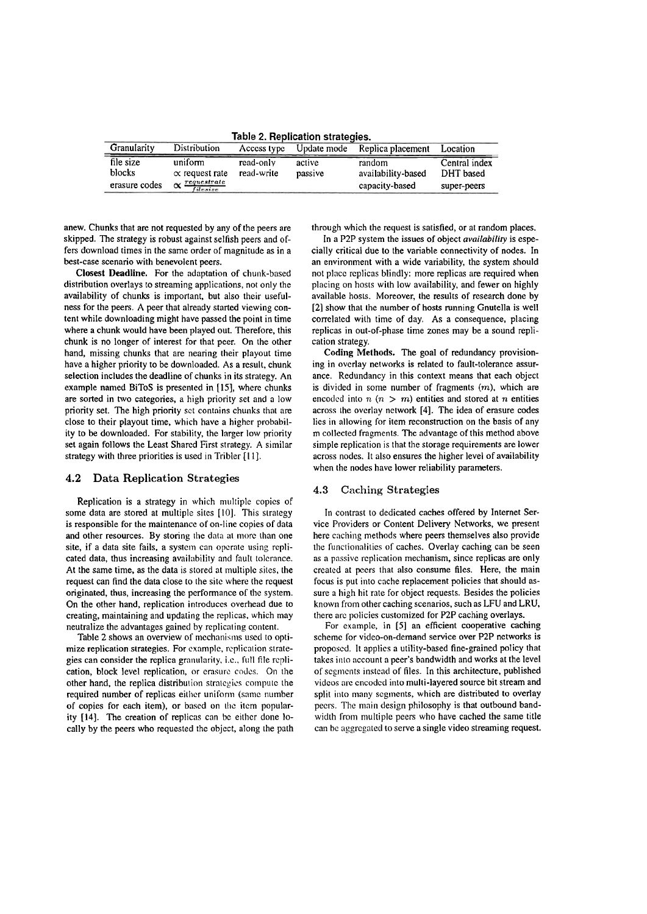**Table 2. Replication strategies.**

| Granularity | Distribution | Access type | Update mode | Replica placement | Location |
|---|---|---|---|---|---|
| file size | uniform | read-only | active | random | Central index |
| blocks | $\propto$ request rate | read-write | passive | availability-based | DHT based |
| erasure codes | $\propto \frac{requestrate}{filesize}$ | | | capacity-based | super-peers |

anew. Chunks that are not requested by any of the peers are skipped. The strategy is robust against selfish peers and offers download times in the same order of magnitude as in a best-case scenario with benevolent peers.

**Closest Deadline.** For the adaptation of chunk-based distribution overlays to streaming applications, not only the availability of chunks is important, but also their usefulness for the peers. A peer that already started viewing content while downloading might have passed the point in time where a chunk would have been played out. Therefore, this chunk is no longer of interest for that peer. On the other hand, missing chunks that are nearing their playout time have a higher priority to be downloaded. As a result, chunk selection includes the deadline of chunks in its strategy. An example named BiToS is presented in [15], where chunks are sorted in two categories, a high priority set and a low priority set. The high priority set contains chunks that are close to their playout time, which have a higher probability to be downloaded. For stability, the larger low priority set again follows the Least Shared First strategy. A similar strategy with three priorities is used in Tribler [11].

## 4.2 Data Replication Strategies

Replication is a strategy in which multiple copies of some data are stored at multiple sites [10]. This strategy is responsible for the maintenance of on-line copies of data and other resources. By storing the data at more than one site, if a data site fails, a system can operate using replicated data, thus increasing availability and fault tolerance. At the same time, as the data is stored at multiple sites, the request can find the data close to the site where the request originated, thus, increasing the performance of the system. On the other hand, replication introduces overhead due to creating, maintaining and updating the replicas, which may neutralize the advantages gained by replicating content.

Table 2 shows an overview of mechanisms used to optimize replication strategies. For example, replication strategies can consider the replica granularity, i.e., full file replication, block level replication, or erasure codes. On the other hand, the replica distribution strategies compute the required number of replicas either uniform (same number of copies for each item), or based on the item popularity [14]. The creation of replicas can be either done locally by the peers who requested the object, along the path through which the request is satisfied, or at random places.

In a P2P system the issues of object *availability* is especially critical due to the variable connectivity of nodes. In an environment with a wide variability, the system should not place replicas blindly: more replicas are required when placing on hosts with low availability, and fewer on highly available hosts. Moreover, the results of research done by [2] show that the number of hosts running Gnutella is well correlated with time of day. As a consequence, placing replicas in out-of-phase time zones may be a sound replication strategy.

**Coding Methods.** The goal of redundancy provisioning in overlay networks is related to fault-tolerance assurance. Redundancy in this context means that each object is divided in some number of fragments ($m$), which are encoded into $n$ ($n > m$) entities and stored at $n$ entities across the overlay network [4]. The idea of erasure codes lies in allowing for item reconstruction on the basis of any m collected fragments. The advantage of this method above simple replication is that the storage requirements are lower across nodes. It also ensures the higher level of availability when the nodes have lower reliability parameters.

## 4.3 Caching Strategies

In contrast to dedicated caches offered by Internet Service Providers or Content Delivery Networks, we present here caching methods where peers themselves also provide the functionalities of caches. Overlay caching can be seen as a passive replication mechanism, since replicas are only created at peers that also consume files. Here, the main focus is put into cache replacement policies that should assure a high hit rate for object requests. Besides the policies known from other caching scenarios, such as LFU and LRU, there are policies customized for P2P caching overlays.

For example, in [5] an efficient cooperative caching scheme for video-on-demand service over P2P networks is proposed. It applies a utility-based fine-grained policy that takes into account a peer's bandwidth and works at the level of segments instead of files. In this architecture, published videos are encoded into multi-layered source bit stream and split into many segments, which are distributed to overlay peers. The main design philosophy is that outbound bandwidth from multiple peers who have cached the same title can be aggregated to serve a single video streaming request.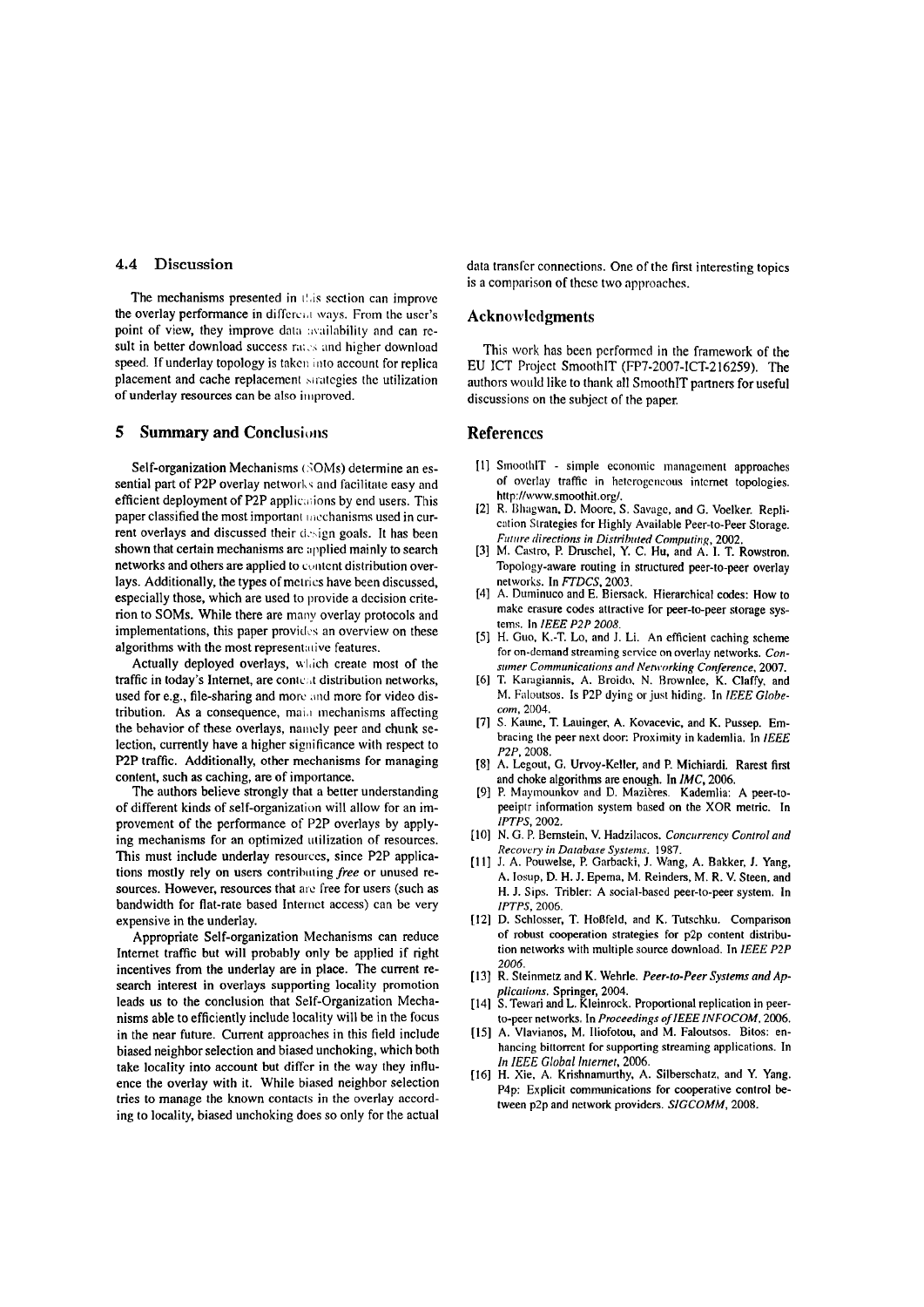### 4.4 Discussion

The mechanisms presented in this section can improve the overlay performance in different ways. From the user's point of view, they improve data availability and can result in better download success rates and higher download speed. If underlay topology is taken into account for replica placement and cache replacement strategies the utilization of underlay resources can be also improved.

## 5 Summary and Conclusions

Self-organization Mechanisms (SOMs) determine an essential part of P2P overlay networks and facilitate easy and efficient deployment of P2P applications by end users. This paper classified the most important mechanisms used in current overlays and discussed their design goals. It has been shown that certain mechanisms are applied mainly to search networks and others are applied to content distribution overlays. Additionally, the types of metrics have been discussed, especially those, which are used to provide a decision criterion to SOMs. While there are many overlay protocols and implementations, this paper provides an overview on these algorithms with the most representative features.

Actually deployed overlays, which create most of the traffic in today's Internet, are content distribution networks, used for e.g., file-sharing and more and more for video distribution. As a consequence, main mechanisms affecting the behavior of these overlays, namely peer and chunk selection, currently have a higher significance with respect to P2P traffic. Additionally, other mechanisms for managing content, such as caching, are of importance.

The authors believe strongly that a better understanding of different kinds of self-organization will allow for an improvement of the performance of P2P overlays by applying mechanisms for an optimized utilization of resources. This must include underlay resources, since P2P applications mostly rely on users contributing *free* or unused resources. However, resources that are free for users (such as bandwidth for flat-rate based Internet access) can be very expensive in the underlay.

Appropriate Self-organization Mechanisms can reduce Internet traffic but will probably only be applied if right incentives from the underlay are in place. The current research interest in overlays supporting locality promotion leads us to the conclusion that Self-Organization Mechanisms able to efficiently include locality will be in the focus in the near future. Current approaches in this field include biased neighbor selection and biased unchoking, which both take locality into account but differ in the way they influence the overlay with it. While biased neighbor selection tries to manage the known contacts in the overlay according to locality, biased unchoking does so only for the actual data transfer connections. One of the first interesting topics is a comparison of these two approaches.

## Acknowledgments

This work has been performed in the framework of the EU ICT Project SmoothIT (FP7-2007-ICT-216259). The authors would like to thank all SmoothIT partners for useful discussions on the subject of the paper.

## References

[1] SmoothIT - simple economic management approaches of overlay traffic in heterogeneous internet topologies. http://www.smoothit.org/.

[2] R. Bhagwan, D. Moore, S. Savage, and G. Voelker. Replication Strategies for Highly Available Peer-to-Peer Storage. *Future directions in Distributed Computing*, 2002.

[3] M. Castro, P. Druschel, Y. C. Hu, and A. I. T. Rowstron. Topology-aware routing in structured peer-to-peer overlay networks. In *FTDCS*, 2003.

[4] A. Duminuco and E. Biersack. Hierarchical codes: How to make erasure codes attractive for peer-to-peer storage systems. In *IEEE P2P 2008*.

[5] H. Guo, K.-T. Lo, and J. Li. An efficient caching scheme for on-demand streaming service on overlay networks. *Consumer Communications and Networking Conference*, 2007.

[6] T. Karagiannis, A. Broido, N. Brownlee, K. Claffy, and M. Faloutsos. Is P2P dying or just hiding. In *IEEE Globecom*, 2004.

[7] S. Kaune, T. Lauinger, A. Kovacevic, and K. Pussep. Embracing the peer next door: Proximity in kademlia. In *IEEE P2P*, 2008.

[8] A. Legout, G. Urvoy-Keller, and P. Michiardi. Rarest first and choke algorithms are enough. In *IMC*, 2006.

[9] P. Maymounkov and D. Mazières. Kademlia: A peer-to-peeiptr information system based on the XOR metric. In *IPTPS*, 2002.

[10] N. G. P. Bernstein, V. Hadzilacos. *Concurrency Control and Recovery in Database Systems*. 1987.

[11] J. A. Pouwelse, P. Garbacki, J. Wang, A. Bakker, J. Yang, A. Iosup, D. H. J. Epema, M. Reinders, M. R. V. Steen, and H. J. Sips. Tribler: A social-based peer-to-peer system. In *IPTPS*, 2006.

[12] D. Schlosser, T. Hoßfeld, and K. Tutschku. Comparison of robust cooperation strategies for p2p content distribution networks with multiple source download. In *IEEE P2P 2006*.

[13] R. Steinmetz and K. Wehrle. *Peer-to-Peer Systems and Applications*. Springer, 2004.

[14] S. Tewari and L. Kleinrock. Proportional replication in peer-to-peer networks. In *Proceedings of IEEE INFOCOM*, 2006.

[15] A. Vlavianos, M. Iliofotou, and M. Faloutsos. Bitos: enhancing bittorrent for supporting streaming applications. In *In IEEE Global Internet*, 2006.

[16] H. Xie, A. Krishnamurthy, A. Silberschatz, and Y. Yang. P4p: Explicit communications for cooperative control between p2p and network providers. *SIGCOMM*, 2008.